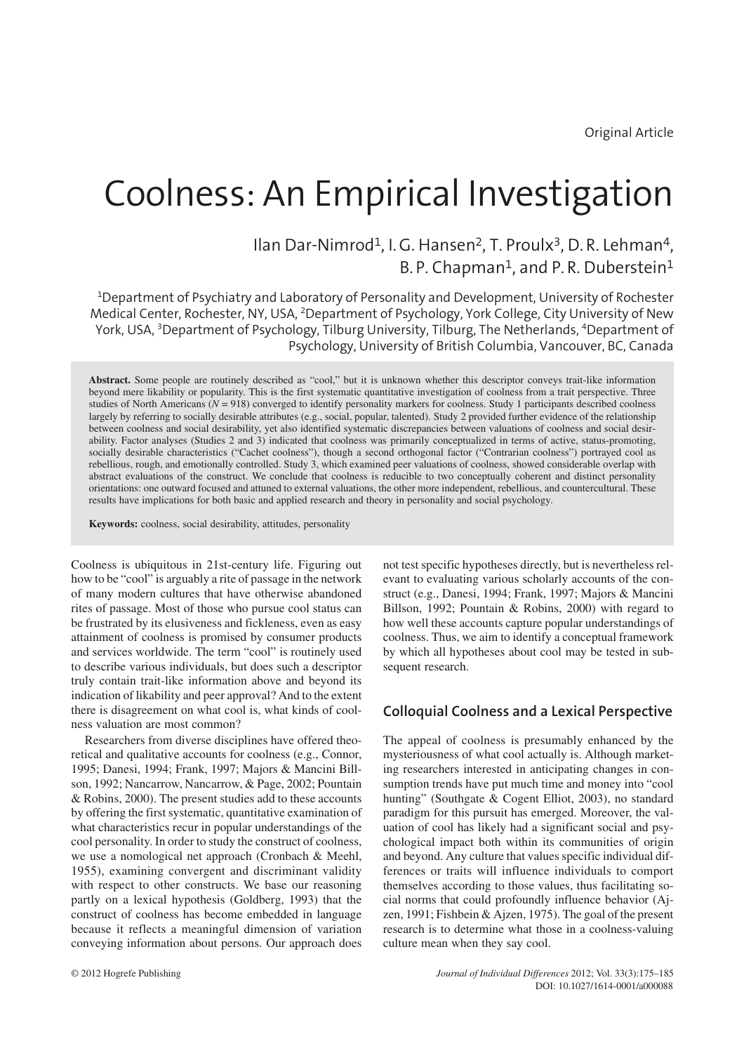Original Article

# Coolness: An Empirical Investigation

Ilan Dar-Nimrod[1], I. G. Hansen[2], T. Proulx[3], D. R. Lehman[4], B. P. Chapman[1], and P. R. Duberstein[1]

[1]Department of Psychiatry and Laboratory of Personality and Development, University of Rochester Medical Center, Rochester, NY, USA, [2]Department of Psychology, York College, City University of New York, USA, [3]Department of Psychology, Tilburg University, Tilburg, The Netherlands, [4]Department of Psychology, University of British Columbia, Vancouver, BC, Canada

**Abstract.** Some people are routinely described as "cool," but it is unknown whether this descriptor conveys trait-like information beyond mere likability or popularity. This is the first systematic quantitative investigation of coolness from a trait perspective. Three studies of North Americans ($N = 918$) converged to identify personality markers for coolness. Study 1 participants described coolness largely by referring to socially desirable attributes (e.g., social, popular, talented). Study 2 provided further evidence of the relationship between coolness and social desirability, yet also identified systematic discrepancies between valuations of coolness and social desirability. Factor analyses (Studies 2 and 3) indicated that coolness was primarily conceptualized in terms of active, status-promoting, socially desirable characteristics ("Cachet coolness"), though a second orthogonal factor ("Contrarian coolness") portrayed cool as rebellious, rough, and emotionally controlled. Study 3, which examined peer valuations of coolness, showed considerable overlap with abstract evaluations of the construct. We conclude that coolness is reducible to two conceptually coherent and distinct personality orientations: one outward focused and attuned to external valuations, the other more independent, rebellious, and countercultural. These results have implications for both basic and applied research and theory in personality and social psychology.

**Keywords:** coolness, social desirability, attitudes, personality

Coolness is ubiquitous in 21st-century life. Figuring out how to be "cool" is arguably a rite of passage in the network of many modern cultures that have otherwise abandoned rites of passage. Most of those who pursue cool status can be frustrated by its elusiveness and fickleness, even as easy attainment of coolness is promised by consumer products and services worldwide. The term "cool" is routinely used to describe various individuals, but does such a descriptor truly contain trait-like information above and beyond its indication of likability and peer approval? And to the extent there is disagreement on what cool is, what kinds of coolness valuation are most common?

Researchers from diverse disciplines have offered theoretical and qualitative accounts for coolness (e.g., Connor, 1995; Danesi, 1994; Frank, 1997; Majors & Mancini Billson, 1992; Nancarrow, Nancarrow, & Page, 2002; Pountain & Robins, 2000). The present studies add to these accounts by offering the first systematic, quantitative examination of what characteristics recur in popular understandings of the cool personality. In order to study the construct of coolness, we use a nomological net approach (Cronbach & Meehl, 1955), examining convergent and discriminant validity with respect to other constructs. We base our reasoning partly on a lexical hypothesis (Goldberg, 1993) that the construct of coolness has become embedded in language because it reflects a meaningful dimension of variation conveying information about persons. Our approach does not test specific hypotheses directly, but is nevertheless relevant to evaluating various scholarly accounts of the construct (e.g., Danesi, 1994; Frank, 1997; Majors & Mancini Billson, 1992; Pountain & Robins, 2000) with regard to how well these accounts capture popular understandings of coolness. Thus, we aim to identify a conceptual framework by which all hypotheses about cool may be tested in subsequent research.

## Colloquial Coolness and a Lexical Perspective

The appeal of coolness is presumably enhanced by the mysteriousness of what cool actually is. Although marketing researchers interested in anticipating changes in consumption trends have put much time and money into "cool hunting" (Southgate & Cogent Elliot, 2003), no standard paradigm for this pursuit has emerged. Moreover, the valuation of cool has likely had a significant social and psychological impact both within its communities of origin and beyond. Any culture that values specific individual differences or traits will influence individuals to comport themselves according to those values, thus facilitating social norms that could profoundly influence behavior (Ajzen, 1991; Fishbein & Ajzen, 1975). The goal of the present research is to determine what those in a coolness-valuing culture mean when they say cool.

© 2012 Hogrefe Publishing

DOI: 10.1027/1614-0001/a000088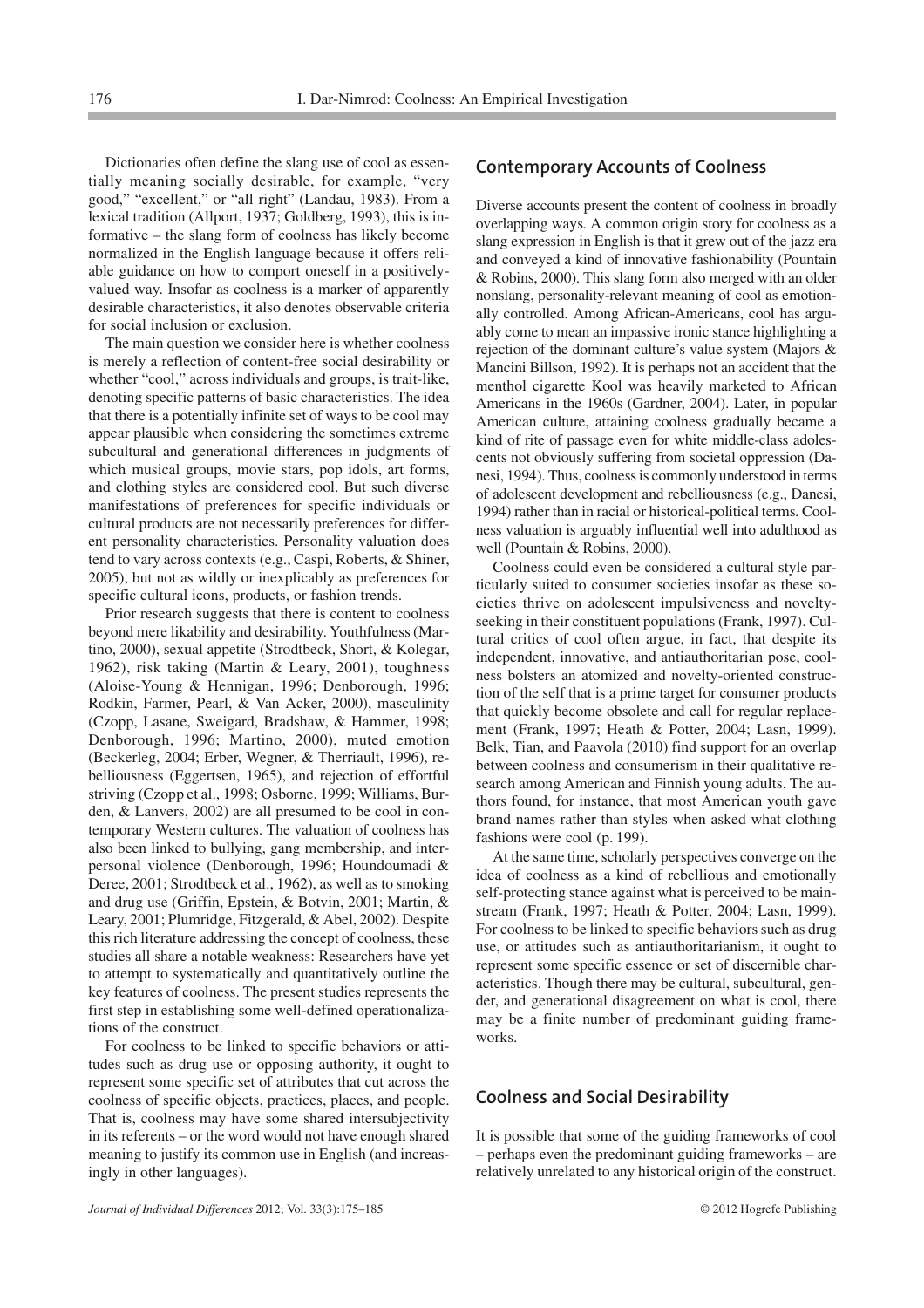Dictionaries often define the slang use of cool as essentially meaning socially desirable, for example, "very good," "excellent," or "all right" (Landau, 1983). From a lexical tradition (Allport, 1937; Goldberg, 1993), this is informative – the slang form of coolness has likely become normalized in the English language because it offers reliable guidance on how to comport oneself in a positively-valued way. Insofar as coolness is a marker of apparently desirable characteristics, it also denotes observable criteria for social inclusion or exclusion.

The main question we consider here is whether coolness is merely a reflection of content-free social desirability or whether "cool," across individuals and groups, is trait-like, denoting specific patterns of basic characteristics. The idea that there is a potentially infinite set of ways to be cool may appear plausible when considering the sometimes extreme subcultural and generational differences in judgments of which musical groups, movie stars, pop idols, art forms, and clothing styles are considered cool. But such diverse manifestations of preferences for specific individuals or cultural products are not necessarily preferences for different personality characteristics. Personality valuation does tend to vary across contexts (e.g., Caspi, Roberts, & Shiner, 2005), but not as wildly or inexplicably as preferences for specific cultural icons, products, or fashion trends.

Prior research suggests that there is content to coolness beyond mere likability and desirability. Youthfulness (Martino, 2000), sexual appetite (Strodtbeck, Short, & Kolegar, 1962), risk taking (Martin & Leary, 2001), toughness (Aloise-Young & Hennigan, 1996; Denborough, 1996; Rodkin, Farmer, Pearl, & Van Acker, 2000), masculinity (Czopp, Lasane, Sweigard, Bradshaw, & Hammer, 1998; Denborough, 1996; Martino, 2000), muted emotion (Beckerleg, 2004; Erber, Wegner, & Therriault, 1996), rebelliousness (Eggertsen, 1965), and rejection of effortful striving (Czopp et al., 1998; Osborne, 1999; Williams, Burden, & Lanvers, 2002) are all presumed to be cool in contemporary Western cultures. The valuation of coolness has also been linked to bullying, gang membership, and interpersonal violence (Denborough, 1996; Houndoumadi & Deree, 2001; Strodtbeck et al., 1962), as well as to smoking and drug use (Griffin, Epstein, & Botvin, 2001; Martin, & Leary, 2001; Plumridge, Fitzgerald, & Abel, 2002). Despite this rich literature addressing the concept of coolness, these studies all share a notable weakness: Researchers have yet to attempt to systematically and quantitatively outline the key features of coolness. The present studies represents the first step in establishing some well-defined operationalizations of the construct.

For coolness to be linked to specific behaviors or attitudes such as drug use or opposing authority, it ought to represent some specific set of attributes that cut across the coolness of specific objects, practices, places, and people. That is, coolness may have some shared intersubjectivity in its referents – or the word would not have enough shared meaning to justify its common use in English (and increasingly in other languages).

## Contemporary Accounts of Coolness

Diverse accounts present the content of coolness in broadly overlapping ways. A common origin story for coolness as a slang expression in English is that it grew out of the jazz era and conveyed a kind of innovative fashionability (Pountain & Robins, 2000). This slang form also merged with an older nonslang, personality-relevant meaning of cool as emotionally controlled. Among African-Americans, cool has arguably come to mean an impassive ironic stance highlighting a rejection of the dominant culture's value system (Majors & Mancini Billson, 1992). It is perhaps not an accident that the menthol cigarette Kool was heavily marketed to African Americans in the 1960s (Gardner, 2004). Later, in popular American culture, attaining coolness gradually became a kind of rite of passage even for white middle-class adolescents not obviously suffering from societal oppression (Danesi, 1994). Thus, coolness is commonly understood in terms of adolescent development and rebelliousness (e.g., Danesi, 1994) rather than in racial or historical-political terms. Coolness valuation is arguably influential well into adulthood as well (Pountain & Robins, 2000).

Coolness could even be considered a cultural style particularly suited to consumer societies insofar as these societies thrive on adolescent impulsiveness and novelty-seeking in their constituent populations (Frank, 1997). Cultural critics of cool often argue, in fact, that despite its independent, innovative, and antiauthoritarian pose, coolness bolsters an atomized and novelty-oriented construction of the self that is a prime target for consumer products that quickly become obsolete and call for regular replacement (Frank, 1997; Heath & Potter, 2004; Lasn, 1999). Belk, Tian, and Paavola (2010) find support for an overlap between coolness and consumerism in their qualitative research among American and Finnish young adults. The authors found, for instance, that most American youth gave brand names rather than styles when asked what clothing fashions were cool (p. 199).

At the same time, scholarly perspectives converge on the idea of coolness as a kind of rebellious and emotionally self-protecting stance against what is perceived to be mainstream (Frank, 1997; Heath & Potter, 2004; Lasn, 1999). For coolness to be linked to specific behaviors such as drug use, or attitudes such as antiauthoritarianism, it ought to represent some specific essence or set of discernible characteristics. Though there may be cultural, subcultural, gender, and generational disagreement on what is cool, there may be a finite number of predominant guiding frameworks.

## Coolness and Social Desirability

It is possible that some of the guiding frameworks of cool – perhaps even the predominant guiding frameworks – are relatively unrelated to any historical origin of the construct.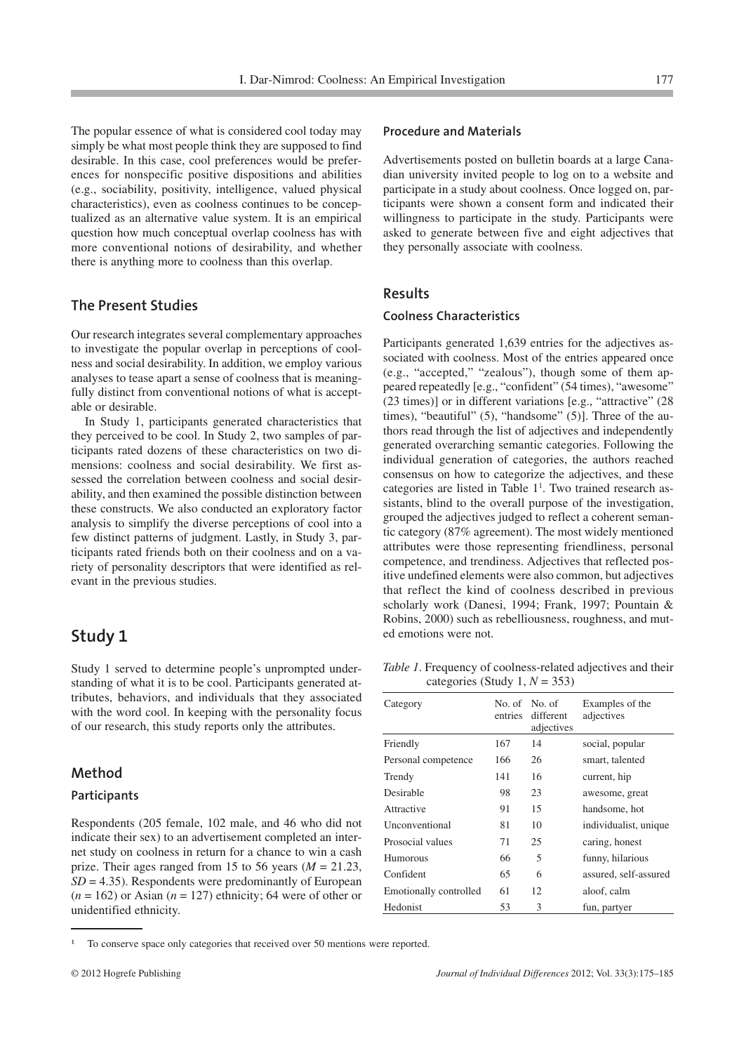The popular essence of what is considered cool today may simply be what most people think they are supposed to find desirable. In this case, cool preferences would be preferences for nonspecific positive dispositions and abilities (e.g., sociability, positivity, intelligence, valued physical characteristics), even as coolness continues to be conceptualized as an alternative value system. It is an empirical question how much conceptual overlap coolness has with more conventional notions of desirability, and whether there is anything more to coolness than this overlap.

## The Present Studies

Our research integrates several complementary approaches to investigate the popular overlap in perceptions of coolness and social desirability. In addition, we employ various analyses to tease apart a sense of coolness that is meaningfully distinct from conventional notions of what is acceptable or desirable.

In Study 1, participants generated characteristics that they perceived to be cool. In Study 2, two samples of participants rated dozens of these characteristics on two dimensions: coolness and social desirability. We first assessed the correlation between coolness and social desirability, and then examined the possible distinction between these constructs. We also conducted an exploratory factor analysis to simplify the diverse perceptions of cool into a few distinct patterns of judgment. Lastly, in Study 3, participants rated friends both on their coolness and on a variety of personality descriptors that were identified as relevant in the previous studies.

# Study 1

Study 1 served to determine people's unprompted understanding of what it is to be cool. Participants generated attributes, behaviors, and individuals that they associated with the word cool. In keeping with the personality focus of our research, this study reports only the attributes.

## Method

### Participants

Respondents (205 female, 102 male, and 46 who did not indicate their sex) to an advertisement completed an internet study on coolness in return for a chance to win a cash prize. Their ages ranged from 15 to 56 years ($M$ = 21.23, $SD$ = 4.35). Respondents were predominantly of European ($n$ = 162) or Asian ($n$ = 127) ethnicity; 64 were of other or unidentified ethnicity.

### Procedure and Materials

Advertisements posted on bulletin boards at a large Canadian university invited people to log on to a website and participate in a study about coolness. Once logged on, participants were shown a consent form and indicated their willingness to participate in the study. Participants were asked to generate between five and eight adjectives that they personally associate with coolness.

## Results

### Coolness Characteristics

Participants generated 1,639 entries for the adjectives associated with coolness. Most of the entries appeared once (e.g., "accepted," "zealous"), though some of them appeared repeatedly [e.g., "confident" (54 times), "awesome" (23 times)] or in different variations [e.g., "attractive" (28 times), "beautiful" (5), "handsome" (5)]. Three of the authors read through the list of adjectives and independently generated overarching semantic categories. Following the individual generation of categories, the authors reached consensus on how to categorize the adjectives, and these categories are listed in Table 1[1]. Two trained research assistants, blind to the overall purpose of the investigation, grouped the adjectives judged to reflect a coherent semantic category (87% agreement). The most widely mentioned attributes were those representing friendliness, personal competence, and trendiness. Adjectives that reflected positive undefined elements were also common, but adjectives that reflect the kind of coolness described in previous scholarly work (Danesi, 1994; Frank, 1997; Pountain & Robins, 2000) such as rebelliousness, roughness, and muted emotions were not.

*Table 1.* Frequency of coolness-related adjectives and their categories (Study 1, $N$ = 353)

| Category | No. of entries | No. of different adjectives | Examples of the adjectives |
|---|---|---|---|
| Friendly | 167 | 14 | social, popular |
| Personal competence | 166 | 26 | smart, talented |
| Trendy | 141 | 16 | current, hip |
| Desirable | 98 | 23 | awesome, great |
| Attractive | 91 | 15 | handsome, hot |
| Unconventional | 81 | 10 | individualist, unique |
| Prosocial values | 71 | 25 | caring, honest |
| Humorous | 66 | 5 | funny, hilarious |
| Confident | 65 | 6 | assured, self-assured |
| Emotionally controlled | 61 | 12 | aloof, calm |
| Hedonist | 53 | 3 | fun, partyer |

[1] To conserve space only categories that received over 50 mentions were reported.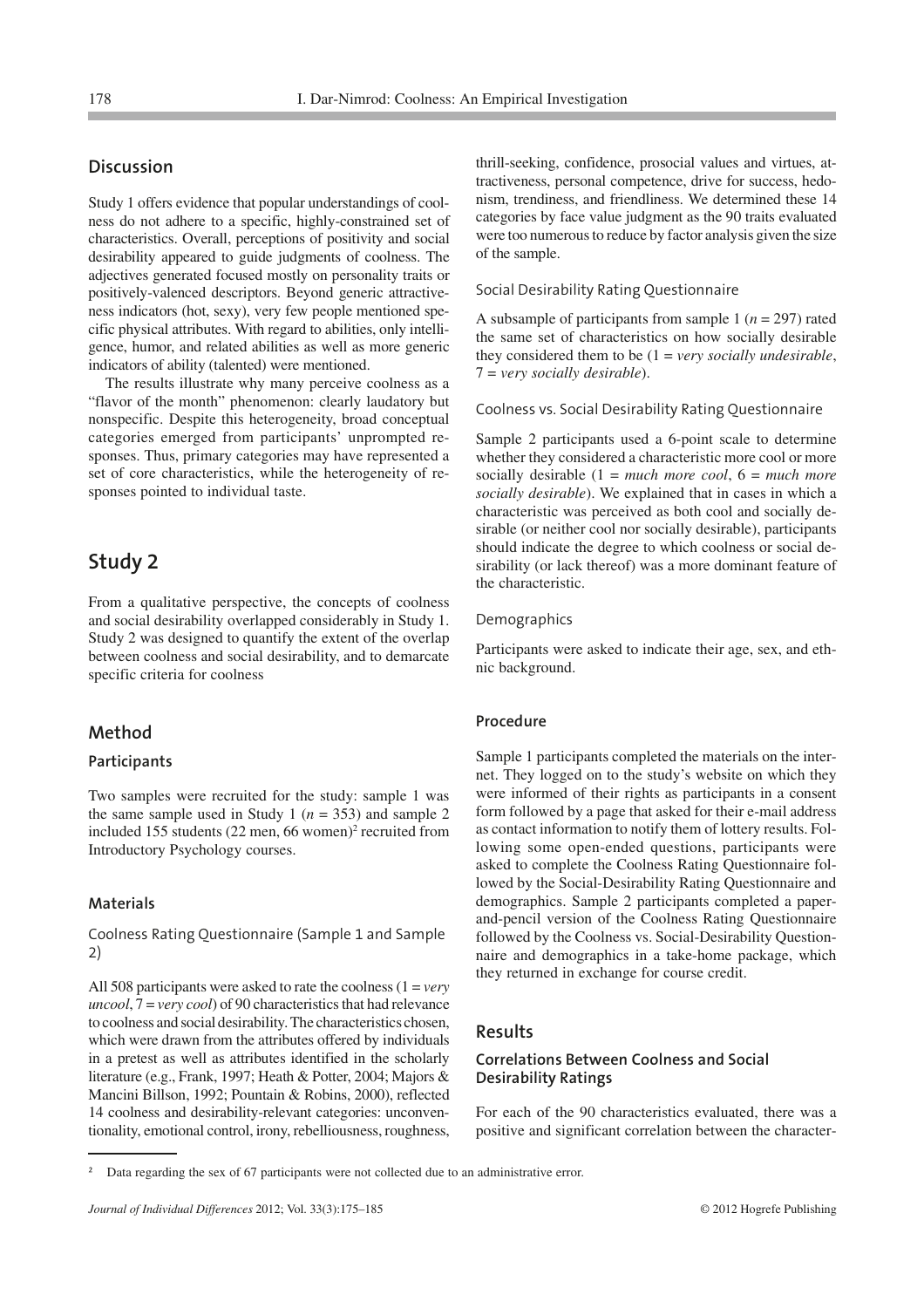## Discussion

Study 1 offers evidence that popular understandings of coolness do not adhere to a specific, highly-constrained set of characteristics. Overall, perceptions of positivity and social desirability appeared to guide judgments of coolness. The adjectives generated focused mostly on personality traits or positively-valenced descriptors. Beyond generic attractiveness indicators (hot, sexy), very few people mentioned specific physical attributes. With regard to abilities, only intelligence, humor, and related abilities as well as more generic indicators of ability (talented) were mentioned.

The results illustrate why many perceive coolness as a "flavor of the month" phenomenon: clearly laudatory but nonspecific. Despite this heterogeneity, broad conceptual categories emerged from participants' unprompted responses. Thus, primary categories may have represented a set of core characteristics, while the heterogeneity of responses pointed to individual taste.

# Study 2

From a qualitative perspective, the concepts of coolness and social desirability overlapped considerably in Study 1. Study 2 was designed to quantify the extent of the overlap between coolness and social desirability, and to demarcate specific criteria for coolness

## Method

### Participants

Two samples were recruited for the study: sample 1 was the same sample used in Study 1 ($n$ = 353) and sample 2 included 155 students (22 men, 66 women)[2] recruited from Introductory Psychology courses.

### Materials

#### Coolness Rating Questionnaire (Sample 1 and Sample 2)

All 508 participants were asked to rate the coolness (1 = *very uncool*, 7 = *very cool*) of 90 characteristics that had relevance to coolness and social desirability. The characteristics chosen, which were drawn from the attributes offered by individuals in a pretest as well as attributes identified in the scholarly literature (e.g., Frank, 1997; Heath & Potter, 2004; Majors & Mancini Billson, 1992; Pountain & Robins, 2000), reflected 14 coolness and desirability-relevant categories: unconventionality, emotional control, irony, rebelliousness, roughness, thrill-seeking, confidence, prosocial values and virtues, attractiveness, personal competence, drive for success, hedonism, trendiness, and friendliness. We determined these 14 categories by face value judgment as the 90 traits evaluated were too numerous to reduce by factor analysis given the size of the sample.

#### Social Desirability Rating Questionnaire

A subsample of participants from sample 1 ($n$ = 297) rated the same set of characteristics on how socially desirable they considered them to be (1 = *very socially undesirable*, 7 = *very socially desirable*).

#### Coolness vs. Social Desirability Rating Questionnaire

Sample 2 participants used a 6-point scale to determine whether they considered a characteristic more cool or more socially desirable (1 = *much more cool*, 6 = *much more socially desirable*). We explained that in cases in which a characteristic was perceived as both cool and socially desirable (or neither cool nor socially desirable), participants should indicate the degree to which coolness or social desirability (or lack thereof) was a more dominant feature of the characteristic.

#### Demographics

Participants were asked to indicate their age, sex, and ethnic background.

### Procedure

Sample 1 participants completed the materials on the internet. They logged on to the study's website on which they were informed of their rights as participants in a consent form followed by a page that asked for their e-mail address as contact information to notify them of lottery results. Following some open-ended questions, participants were asked to complete the Coolness Rating Questionnaire followed by the Social-Desirability Rating Questionnaire and demographics. Sample 2 participants completed a paper-and-pencil version of the Coolness Rating Questionnaire followed by the Coolness vs. Social-Desirability Questionnaire and demographics in a take-home package, which they returned in exchange for course credit.

## Results

### Correlations Between Coolness and Social Desirability Ratings

For each of the 90 characteristics evaluated, there was a positive and significant correlation between the character-

[2] Data regarding the sex of 67 participants were not collected due to an administrative error.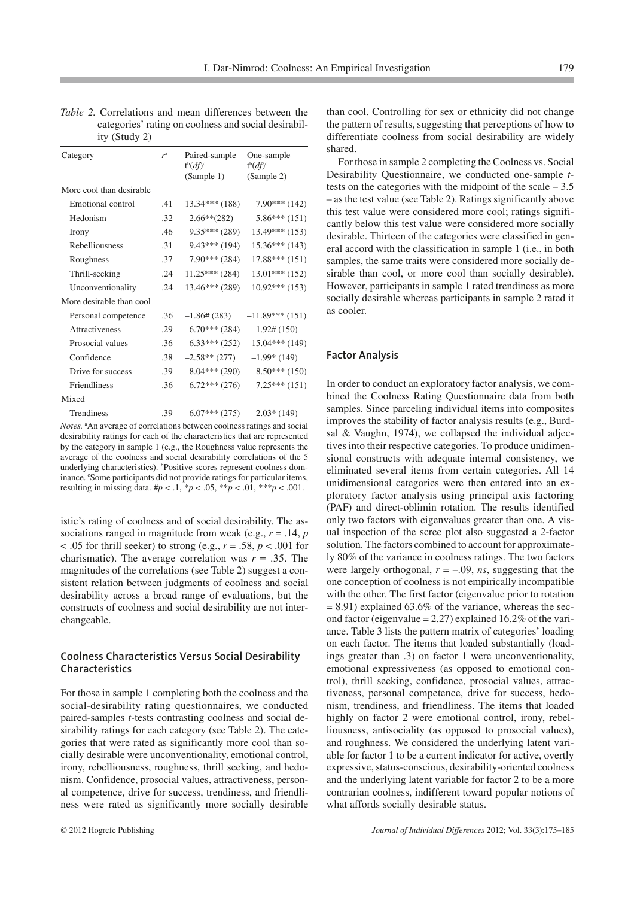*Table 2.* Correlations and mean differences between the categories' rating on coolness and social desirability (Study 2)

| Category | $r^a$ | Paired-sample $t^b(df)^c$ (Sample 1) | One-sample $t^b(df)^c$ (Sample 2) |
|---|---|---|---|
| More cool than desirable | | | |
| Emotional control | .41 | 13.34*** (188) | 7.90*** (142) |
| Hedonism | .32 | 2.66**(282) | 5.86*** (151) |
| Irony | .46 | 9.35*** (289) | 13.49*** (153) |
| Rebelliousness | .31 | 9.43*** (194) | 15.36*** (143) |
| Roughness | .37 | 7.90*** (284) | 17.88*** (151) |
| Thrill-seeking | .24 | 11.25*** (284) | 13.01*** (152) |
| Unconventionality | .24 | 13.46*** (289) | 10.92*** (153) |
| More desirable than cool | | | |
| Personal competence | .36 | –1.86# (283) | –11.89*** (151) |
| Attractiveness | .29 | –6.70*** (284) | –1.92# (150) |
| Prosocial values | .36 | –6.33*** (252) | –15.04*** (149) |
| Confidence | .38 | –2.58** (277) | –1.99* (149) |
| Drive for success | .39 | –8.04*** (290) | –8.50*** (150) |
| Friendliness | .36 | –6.72*** (276) | –7.25*** (151) |
| Mixed | | | |
| Trendiness | .39 | –6.07*** (275) | 2.03* (149) |

*Notes.* [a]An average of correlations between coolness ratings and social desirability ratings for each of the characteristics that are represented by the category in sample 1 (e.g., the Roughness value represents the average of the coolness and social desirability correlations of the 5 underlying characteristics). [b]Positive scores represent coolness dominance. [c]Some participants did not provide ratings for particular items, resulting in missing data. #$p < .1$, *$p < .05$, **$p < .01$, ***$p < .001$.

istic's rating of coolness and of social desirability. The associations ranged in magnitude from weak (e.g., $r = .14$, $p < .05$ for thrill seeker) to strong (e.g., $r = .58$, $p < .001$ for charismatic). The average correlation was $r = .35$. The magnitudes of the correlations (see Table 2) suggest a consistent relation between judgments of coolness and social desirability across a broad range of evaluations, but the constructs of coolness and social desirability are not interchangeable.

### Coolness Characteristics Versus Social Desirability Characteristics

For those in sample 1 completing both the coolness and the social-desirability rating questionnaires, we conducted paired-samples *t*-tests contrasting coolness and social desirability ratings for each category (see Table 2). The categories that were rated as significantly more cool than socially desirable were unconventionality, emotional control, irony, rebelliousness, roughness, thrill seeking, and hedonism. Confidence, prosocial values, attractiveness, personal competence, drive for success, trendiness, and friendliness were rated as significantly more socially desirable than cool. Controlling for sex or ethnicity did not change the pattern of results, suggesting that perceptions of how to differentiate coolness from social desirability are widely shared.

For those in sample 2 completing the Coolness vs. Social Desirability Questionnaire, we conducted one-sample *t*-tests on the categories with the midpoint of the scale – 3.5 – as the test value (see Table 2). Ratings significantly above this test value were considered more cool; ratings significantly below this test value were considered more socially desirable. Thirteen of the categories were classified in general accord with the classification in sample 1 (i.e., in both samples, the same traits were considered more socially desirable than cool, or more cool than socially desirable). However, participants in sample 1 rated trendiness as more socially desirable whereas participants in sample 2 rated it as cooler.

### Factor Analysis

In order to conduct an exploratory factor analysis, we combined the Coolness Rating Questionnaire data from both samples. Since parceling individual items into composites improves the stability of factor analysis results (e.g., Burdsal & Vaughn, 1974), we collapsed the individual adjectives into their respective categories. To produce unidimensional constructs with adequate internal consistency, we eliminated several items from certain categories. All 14 unidimensional categories were then entered into an exploratory factor analysis using principal axis factoring (PAF) and direct-oblimin rotation. The results identified only two factors with eigenvalues greater than one. A visual inspection of the scree plot also suggested a 2-factor solution. The factors combined to account for approximately 80% of the variance in coolness ratings. The two factors were largely orthogonal, $r = -.09$, *ns*, suggesting that the one conception of coolness is not empirically incompatible with the other. The first factor (eigenvalue prior to rotation = 8.91) explained 63.6% of the variance, whereas the second factor (eigenvalue = 2.27) explained 16.2% of the variance. Table 3 lists the pattern matrix of categories' loading on each factor. The items that loaded substantially (loadings greater than .3) on factor 1 were unconventionality, emotional expressiveness (as opposed to emotional control), thrill seeking, confidence, prosocial values, attractiveness, personal competence, drive for success, hedonism, trendiness, and friendliness. The items that loaded highly on factor 2 were emotional control, irony, rebelliousness, antisociality (as opposed to prosocial values), and roughness. We considered the underlying latent variable for factor 1 to be a current indicator for active, overtly expressive, status-conscious, desirability-oriented coolness and the underlying latent variable for factor 2 to be a more contrarian coolness, indifferent toward popular notions of what affords socially desirable status.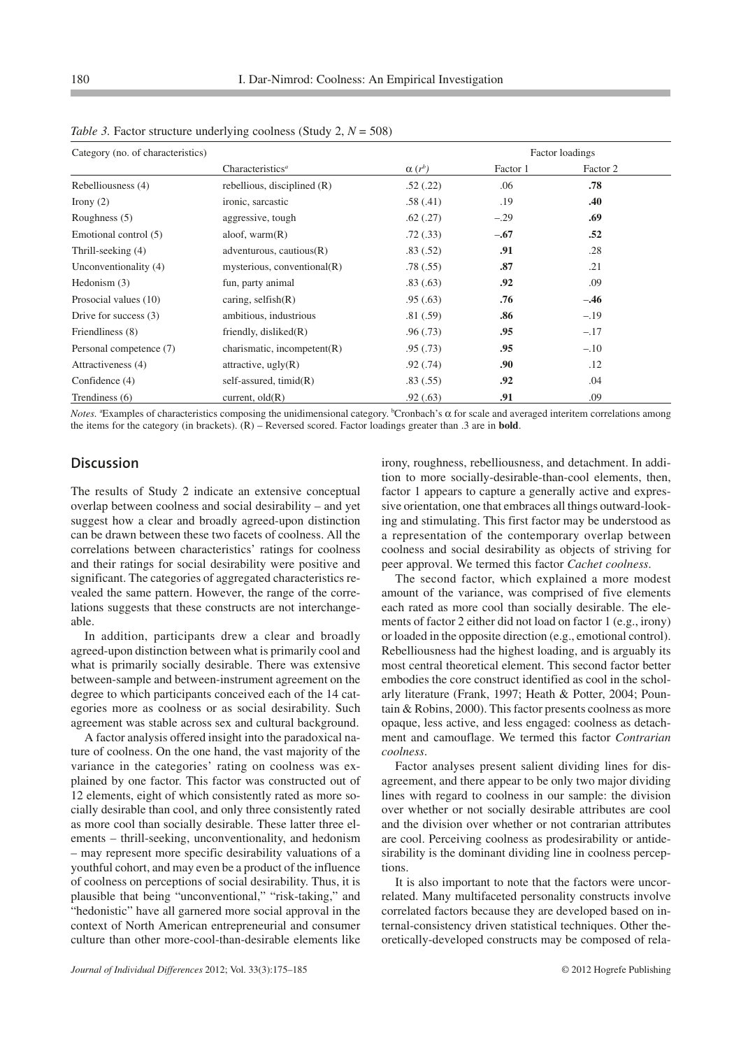*Table 3.* Factor structure underlying coolness (Study 2, $N = 508$)

| Category (no. of characteristics) | | | Factor loadings | |
|---|---|---|---|---|
| | Characteristics[a] | $\alpha$ ($r^b$) | Factor 1 | Factor 2 |
| Rebelliousness (4) | rebellious, disciplined (R) | .52 (.22) | .06 | **.78** |
| Irony (2) | ironic, sarcastic | .58 (.41) | .19 | **.40** |
| Roughness (5) | aggressive, tough | .62 (.27) | –.29 | **.69** |
| Emotional control (5) | aloof, warm(R) | .72 (.33) | **–.67** | **.52** |
| Thrill-seeking (4) | adventurous, cautious(R) | .83 (.52) | **.91** | .28 |
| Unconventionality (4) | mysterious, conventional(R) | .78 (.55) | **.87** | .21 |
| Hedonism (3) | fun, party animal | .83 (.63) | **.92** | .09 |
| Prosocial values (10) | caring, selfish(R) | .95 (.63) | **.76** | **–.46** |
| Drive for success (3) | ambitious, industrious | .81 (.59) | **.86** | –.19 |
| Friendliness (8) | friendly, disliked(R) | .96 (.73) | **.95** | –.17 |
| Personal competence (7) | charismatic, incompetent(R) | .95 (.73) | **.95** | –.10 |
| Attractiveness (4) | attractive, ugly(R) | .92 (.74) | **.90** | .12 |
| Confidence (4) | self-assured, timid(R) | .83 (.55) | **.92** | .04 |
| Trendiness (6) | current, old(R) | .92 (.63) | **.91** | .09 |

*Notes.* [a]Examples of characteristics composing the unidimensional category. [b]Cronbach's $\alpha$ for scale and averaged interitem correlations among the items for the category (in brackets). (R) – Reversed scored. Factor loadings greater than .3 are in **bold**.

## Discussion

The results of Study 2 indicate an extensive conceptual overlap between coolness and social desirability – and yet suggest how a clear and broadly agreed-upon distinction can be drawn between these two facets of coolness. All the correlations between characteristics' ratings for coolness and their ratings for social desirability were positive and significant. The categories of aggregated characteristics revealed the same pattern. However, the range of the correlations suggests that these constructs are not interchangeable.

In addition, participants drew a clear and broadly agreed-upon distinction between what is primarily cool and what is primarily socially desirable. There was extensive between-sample and between-instrument agreement on the degree to which participants conceived each of the 14 categories more as coolness or as social desirability. Such agreement was stable across sex and cultural background.

A factor analysis offered insight into the paradoxical nature of coolness. On the one hand, the vast majority of the variance in the categories' rating on coolness was explained by one factor. This factor was constructed out of 12 elements, eight of which consistently rated as more socially desirable than cool, and only three consistently rated as more cool than socially desirable. These latter three elements – thrill-seeking, unconventionality, and hedonism – may represent more specific desirability valuations of a youthful cohort, and may even be a product of the influence of coolness on perceptions of social desirability. Thus, it is plausible that being "unconventional," "risk-taking," and "hedonistic" have all garnered more social approval in the context of North American entrepreneurial and consumer culture than other more-cool-than-desirable elements like irony, roughness, rebelliousness, and detachment. In addition to more socially-desirable-than-cool elements, then, factor 1 appears to capture a generally active and expressive orientation, one that embraces all things outward-looking and stimulating. This first factor may be understood as a representation of the contemporary overlap between coolness and social desirability as objects of striving for peer approval. We termed this factor *Cachet coolness.*

The second factor, which explained a more modest amount of the variance, was comprised of five elements each rated as more cool than socially desirable. The elements of factor 2 either did not load on factor 1 (e.g., irony) or loaded in the opposite direction (e.g., emotional control). Rebelliousness had the highest loading, and is arguably its most central theoretical element. This second factor better embodies the core construct identified as cool in the scholarly literature (Frank, 1997; Heath & Potter, 2004; Pountain & Robins, 2000). This factor presents coolness as more opaque, less active, and less engaged: coolness as detachment and camouflage. We termed this factor *Contrarian coolness*.

Factor analyses present salient dividing lines for disagreement, and there appear to be only two major dividing lines with regard to coolness in our sample: the division over whether or not socially desirable attributes are cool and the division over whether or not contrarian attributes are cool. Perceiving coolness as prodesirability or antidesirability is the dominant dividing line in coolness perceptions.

It is also important to note that the factors were uncorrelated. Many multifaceted personality constructs involve correlated factors because they are developed based on internal-consistency driven statistical techniques. Other theoretically-developed constructs may be composed of rela-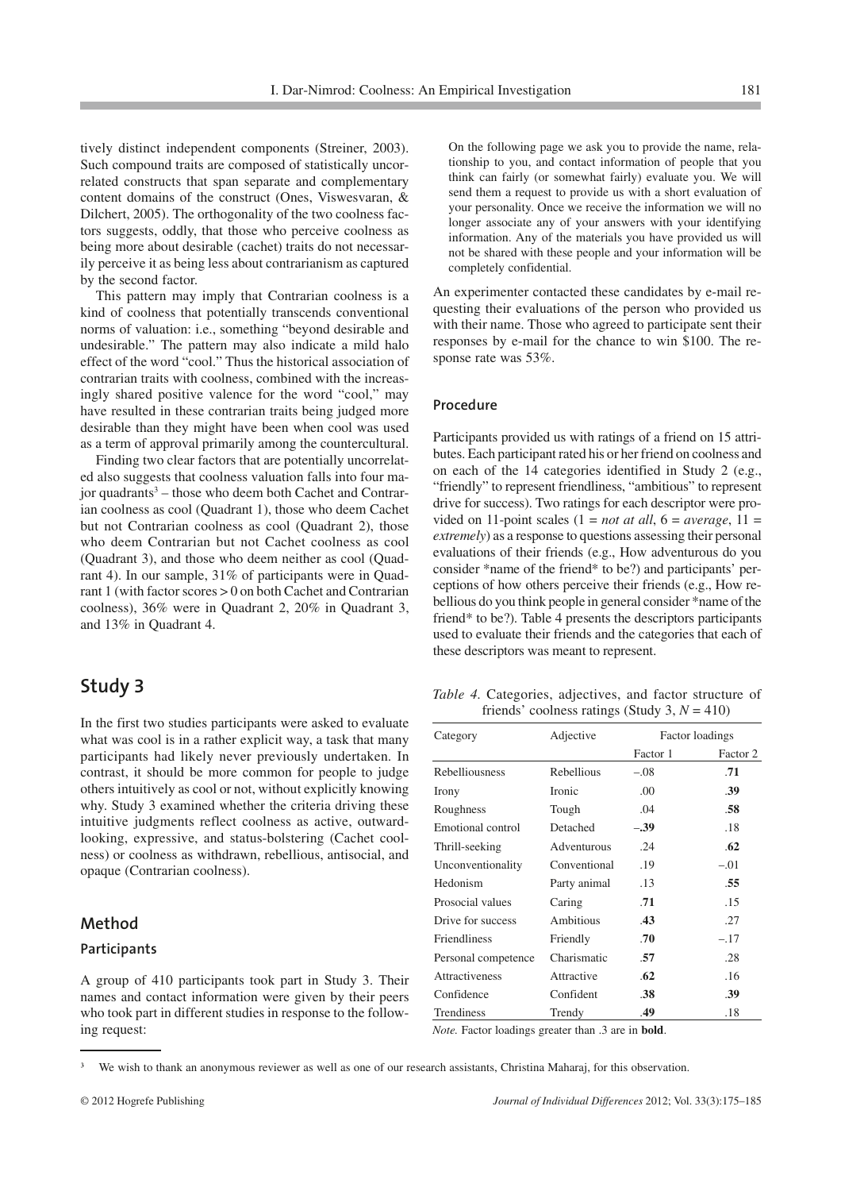tively distinct independent components (Streiner, 2003). Such compound traits are composed of statistically uncorrelated constructs that span separate and complementary content domains of the construct (Ones, Viswesvaran, & Dilchert, 2005). The orthogonality of the two coolness factors suggests, oddly, that those who perceive coolness as being more about desirable (cachet) traits do not necessarily perceive it as being less about contrarianism as captured by the second factor.

This pattern may imply that Contrarian coolness is a kind of coolness that potentially transcends conventional norms of valuation: i.e., something "beyond desirable and undesirable." The pattern may also indicate a mild halo effect of the word "cool." Thus the historical association of contrarian traits with coolness, combined with the increasingly shared positive valence for the word "cool," may have resulted in these contrarian traits being judged more desirable than they might have been when cool was used as a term of approval primarily among the countercultural.

Finding two clear factors that are potentially uncorrelated also suggests that coolness valuation falls into four major quadrants[3] – those who deem both Cachet and Contrarian coolness as cool (Quadrant 1), those who deem Cachet but not Contrarian coolness as cool (Quadrant 2), those who deem Contrarian but not Cachet coolness as cool (Quadrant 3), and those who deem neither as cool (Quadrant 4). In our sample, 31% of participants were in Quadrant 1 (with factor scores > 0 on both Cachet and Contrarian coolness), 36% were in Quadrant 2, 20% in Quadrant 3, and 13% in Quadrant 4.

## Study 3

In the first two studies participants were asked to evaluate what was cool is in a rather explicit way, a task that many participants had likely never previously undertaken. In contrast, it should be more common for people to judge others intuitively as cool or not, without explicitly knowing why. Study 3 examined whether the criteria driving these intuitive judgments reflect coolness as active, outward-looking, expressive, and status-bolstering (Cachet coolness) or coolness as withdrawn, rebellious, antisocial, and opaque (Contrarian coolness).

### Method

#### Participants

A group of 410 participants took part in Study 3. Their names and contact information were given by their peers who took part in different studies in response to the following request:

> On the following page we ask you to provide the name, relationship to you, and contact information of people that you think can fairly (or somewhat fairly) evaluate you. We will send them a request to provide us with a short evaluation of your personality. Once we receive the information we will no longer associate any of your answers with your identifying information. Any of the materials you have provided us will not be shared with these people and your information will be completely confidential.

An experimenter contacted these candidates by e-mail requesting their evaluations of the person who provided us with their name. Those who agreed to participate sent their responses by e-mail for the chance to win $100. The response rate was 53%.

#### Procedure

Participants provided us with ratings of a friend on 15 attributes. Each participant rated his or her friend on coolness and on each of the 14 categories identified in Study 2 (e.g., "friendly" to represent friendliness, "ambitious" to represent drive for success). Two ratings for each descriptor were provided on 11-point scales (1 = *not at all*, 6 = *average*, 11 = *extremely*) as a response to questions assessing their personal evaluations of their friends (e.g., How adventurous do you consider *name of the friend* to be?) and participants' perceptions of how others perceive their friends (e.g., How rebellious do you think people in general consider *name of the friend* to be?). Table 4 presents the descriptors participants used to evaluate their friends and the categories that each of these descriptors was meant to represent.

*Table 4.* Categories, adjectives, and factor structure of friends' coolness ratings (Study 3, $N = 410$)

| Category | Adjective | Factor loadings | |
|---|---|---|---|
| | | Factor 1 | Factor 2 |
| Rebelliousness | Rebellious | –.08 | **.71** |
| Irony | Ironic | .00 | **.39** |
| Roughness | Tough | .04 | **.58** |
| Emotional control | Detached | **–.39** | .18 |
| Thrill-seeking | Adventurous | .24 | **.62** |
| Unconventionality | Conventional | .19 | –.01 |
| Hedonism | Party animal | .13 | **.55** |
| Prosocial values | Caring | **.71** | .15 |
| Drive for success | Ambitious | **.43** | .27 |
| Friendliness | Friendly | **.70** | –.17 |
| Personal competence | Charismatic | **.57** | .28 |
| Attractiveness | Attractive | **.62** | .16 |
| Confidence | Confident | **.38** | **.39** |
| Trendiness | Trendy | **.49** | .18 |

*Note.* Factor loadings greater than .3 are in **bold**.

---

[3] We wish to thank an anonymous reviewer as well as one of our research assistants, Christina Maharaj, for this observation.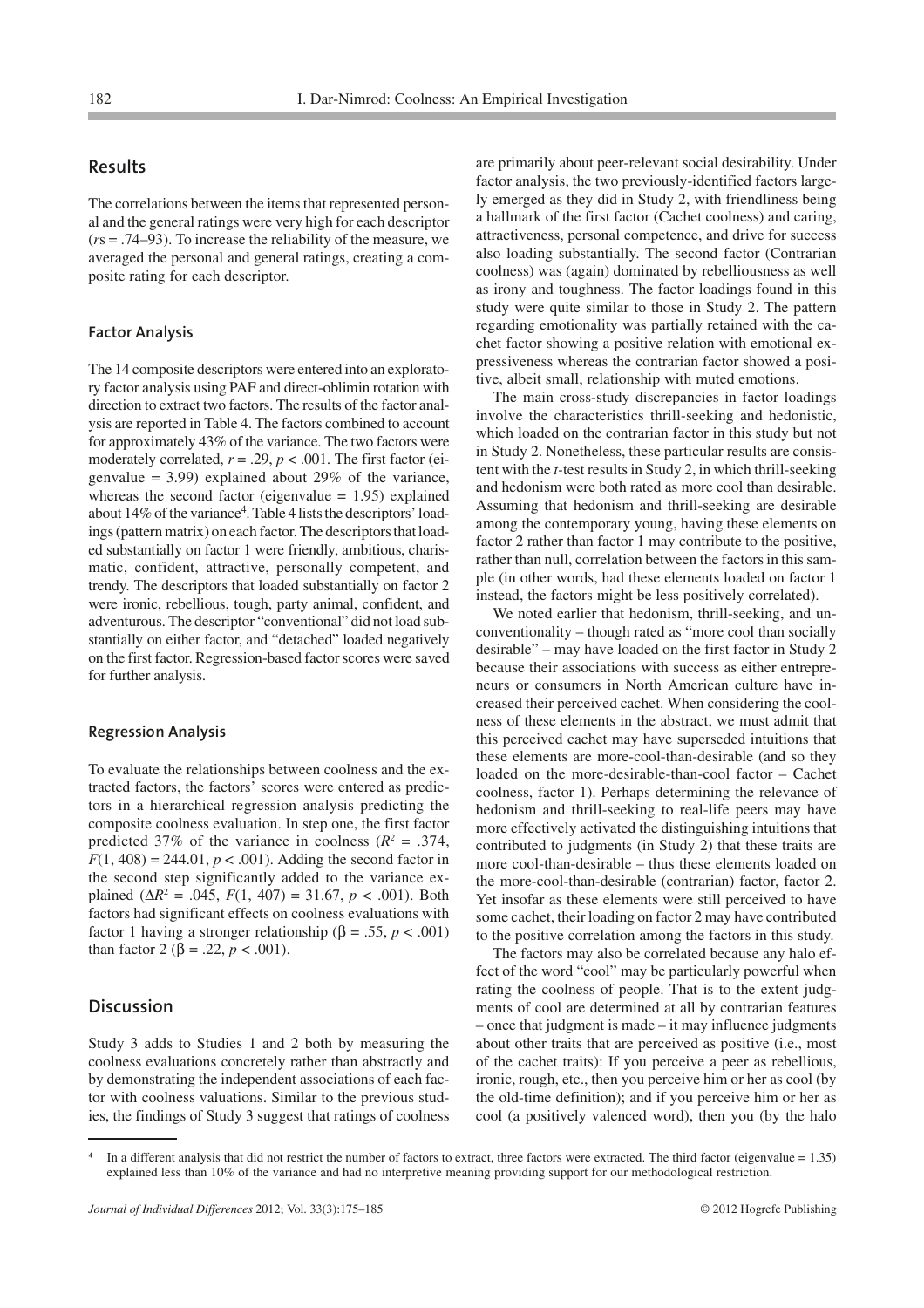## Results

The correlations between the items that represented personal and the general ratings were very high for each descriptor (*r*s = .74–93). To increase the reliability of the measure, we averaged the personal and general ratings, creating a composite rating for each descriptor.

### Factor Analysis

The 14 composite descriptors were entered into an exploratory factor analysis using PAF and direct-oblimin rotation with direction to extract two factors. The results of the factor analysis are reported in Table 4. The factors combined to account for approximately 43% of the variance. The two factors were moderately correlated, $r = .29$, $p < .001$. The first factor (eigenvalue = 3.99) explained about 29% of the variance, whereas the second factor (eigenvalue = 1.95) explained about 14% of the variance[4]. Table 4 lists the descriptors' loadings (pattern matrix) on each factor. The descriptors that loaded substantially on factor 1 were friendly, ambitious, charismatic, confident, attractive, personally competent, and trendy. The descriptors that loaded substantially on factor 2 were ironic, rebellious, tough, party animal, confident, and adventurous. The descriptor "conventional" did not load substantially on either factor, and "detached" loaded negatively on the first factor. Regression-based factor scores were saved for further analysis.

### Regression Analysis

To evaluate the relationships between coolness and the extracted factors, the factors' scores were entered as predictors in a hierarchical regression analysis predicting the composite coolness evaluation. In step one, the first factor predicted 37% of the variance in coolness ($R^2 = .374$, $F(1, 408) = 244.01$, $p < .001$). Adding the second factor in the second step significantly added to the variance explained ($\Delta R^2 = .045$, $F(1, 407) = 31.67$, $p < .001$). Both factors had significant effects on coolness evaluations with factor 1 having a stronger relationship ($\beta = .55$, $p < .001$) than factor 2 ($\beta = .22$, $p < .001$).

## Discussion

Study 3 adds to Studies 1 and 2 both by measuring the coolness evaluations concretely rather than abstractly and by demonstrating the independent associations of each factor with coolness valuations. Similar to the previous studies, the findings of Study 3 suggest that ratings of coolness are primarily about peer-relevant social desirability. Under factor analysis, the two previously-identified factors largely emerged as they did in Study 2, with friendliness being a hallmark of the first factor (Cachet coolness) and caring, attractiveness, personal competence, and drive for success also loading substantially. The second factor (Contrarian coolness) was (again) dominated by rebelliousness as well as irony and toughness. The factor loadings found in this study were quite similar to those in Study 2. The pattern regarding emotionality was partially retained with the cachet factor showing a positive relation with emotional expressiveness whereas the contrarian factor showed a positive, albeit small, relationship with muted emotions.

The main cross-study discrepancies in factor loadings involve the characteristics thrill-seeking and hedonistic, which loaded on the contrarian factor in this study but not in Study 2. Nonetheless, these particular results are consistent with the *t*-test results in Study 2, in which thrill-seeking and hedonism were both rated as more cool than desirable. Assuming that hedonism and thrill-seeking are desirable among the contemporary young, having these elements on factor 2 rather than factor 1 may contribute to the positive, rather than null, correlation between the factors in this sample (in other words, had these elements loaded on factor 1 instead, the factors might be less positively correlated).

We noted earlier that hedonism, thrill-seeking, and unconventionality – though rated as "more cool than socially desirable" – may have loaded on the first factor in Study 2 because their associations with success as either entrepreneurs or consumers in North American culture have increased their perceived cachet. When considering the coolness of these elements in the abstract, we must admit that this perceived cachet may have superseded intuitions that these elements are more-cool-than-desirable (and so they loaded on the more-desirable-than-cool factor – Cachet coolness, factor 1). Perhaps determining the relevance of hedonism and thrill-seeking to real-life peers may have more effectively activated the distinguishing intuitions that contributed to judgments (in Study 2) that these traits are more cool-than-desirable – thus these elements loaded on the more-cool-than-desirable (contrarian) factor, factor 2. Yet insofar as these elements were still perceived to have some cachet, their loading on factor 2 may have contributed to the positive correlation among the factors in this study.

The factors may also be correlated because any halo effect of the word "cool" may be particularly powerful when rating the coolness of people. That is to the extent judgments of cool are determined at all by contrarian features – once that judgment is made – it may influence judgments about other traits that are perceived as positive (i.e., most of the cachet traits): If you perceive a peer as rebellious, ironic, rough, etc., then you perceive him or her as cool (by the old-time definition); and if you perceive him or her as cool (a positively valenced word), then you (by the halo

---

[4] In a different analysis that did not restrict the number of factors to extract, three factors were extracted. The third factor (eigenvalue = 1.35) explained less than 10% of the variance and had no interpretive meaning providing support for our methodological restriction.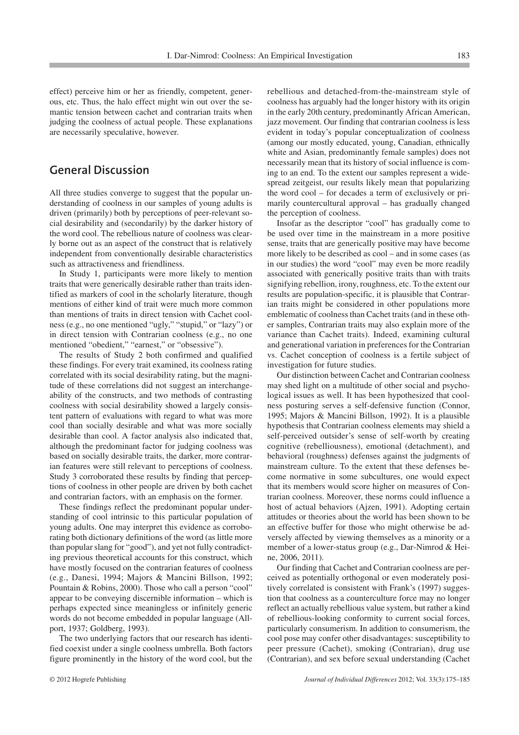effect) perceive him or her as friendly, competent, generous, etc. Thus, the halo effect might win out over the semantic tension between cachet and contrarian traits when judging the coolness of actual people. These explanations are necessarily speculative, however.

## General Discussion

All three studies converge to suggest that the popular understanding of coolness in our samples of young adults is driven (primarily) both by perceptions of peer-relevant social desirability and (secondarily) by the darker history of the word cool. The rebellious nature of coolness was clearly borne out as an aspect of the construct that is relatively independent from conventionally desirable characteristics such as attractiveness and friendliness.

In Study 1, participants were more likely to mention traits that were generically desirable rather than traits identified as markers of cool in the scholarly literature, though mentions of either kind of trait were much more common than mentions of traits in direct tension with Cachet coolness (e.g., no one mentioned "ugly," "stupid," or "lazy") or in direct tension with Contrarian coolness (e.g., no one mentioned "obedient," "earnest," or "obsessive").

The results of Study 2 both confirmed and qualified these findings. For every trait examined, its coolness rating correlated with its social desirability rating, but the magnitude of these correlations did not suggest an interchangeability of the constructs, and two methods of contrasting coolness with social desirability showed a largely consistent pattern of evaluations with regard to what was more cool than socially desirable and what was more socially desirable than cool. A factor analysis also indicated that, although the predominant factor for judging coolness was based on socially desirable traits, the darker, more contrarian features were still relevant to perceptions of coolness. Study 3 corroborated these results by finding that perceptions of coolness in other people are driven by both cachet and contrarian factors, with an emphasis on the former.

These findings reflect the predominant popular understanding of cool intrinsic to this particular population of young adults. One may interpret this evidence as corroborating both dictionary definitions of the word (as little more than popular slang for "good"), and yet not fully contradicting previous theoretical accounts for this construct, which have mostly focused on the contrarian features of coolness (e.g., Danesi, 1994; Majors & Mancini Billson, 1992; Pountain & Robins, 2000). Those who call a person "cool" appear to be conveying discernible information – which is perhaps expected since meaningless or infinitely generic words do not become embedded in popular language (Allport, 1937; Goldberg, 1993).

The two underlying factors that our research has identified coexist under a single coolness umbrella. Both factors figure prominently in the history of the word cool, but the rebellious and detached-from-the-mainstream style of coolness has arguably had the longer history with its origin in the early 20th century, predominantly African American, jazz movement. Our finding that contrarian coolness is less evident in today's popular conceptualization of coolness (among our mostly educated, young, Canadian, ethnically white and Asian, predominantly female samples) does not necessarily mean that its history of social influence is coming to an end. To the extent our samples represent a widespread zeitgeist, our results likely mean that popularizing the word cool – for decades a term of exclusively or primarily countercultural approval – has gradually changed the perception of coolness.

Insofar as the descriptor "cool" has gradually come to be used over time in the mainstream in a more positive sense, traits that are generically positive may have become more likely to be described as cool – and in some cases (as in our studies) the word "cool" may even be more readily associated with generically positive traits than with traits signifying rebellion, irony, roughness, etc. To the extent our results are population-specific, it is plausible that Contrarian traits might be considered in other populations more emblematic of coolness than Cachet traits (and in these other samples, Contrarian traits may also explain more of the variance than Cachet traits). Indeed, examining cultural and generational variation in preferences for the Contrarian vs. Cachet conception of coolness is a fertile subject of investigation for future studies.

Our distinction between Cachet and Contrarian coolness may shed light on a multitude of other social and psychological issues as well. It has been hypothesized that coolness posturing serves a self-defensive function (Connor, 1995; Majors & Mancini Billson, 1992). It is a plausible hypothesis that Contrarian coolness elements may shield a self-perceived outsider's sense of self-worth by creating cognitive (rebelliousness), emotional (detachment), and behavioral (roughness) defenses against the judgments of mainstream culture. To the extent that these defenses become normative in some subcultures, one would expect that its members would score higher on measures of Contrarian coolness. Moreover, these norms could influence a host of actual behaviors (Ajzen, 1991). Adopting certain attitudes or theories about the world has been shown to be an effective buffer for those who might otherwise be adversely affected by viewing themselves as a minority or a member of a lower-status group (e.g., Dar-Nimrod & Heine, 2006, 2011).

Our finding that Cachet and Contrarian coolness are perceived as potentially orthogonal or even moderately positively correlated is consistent with Frank's (1997) suggestion that coolness as a counterculture force may no longer reflect an actually rebellious value system, but rather a kind of rebellious-looking conformity to current social forces, particularly consumerism. In addition to consumerism, the cool pose may confer other disadvantages: susceptibility to peer pressure (Cachet), smoking (Contrarian), drug use (Contrarian), and sex before sexual understanding (Cachet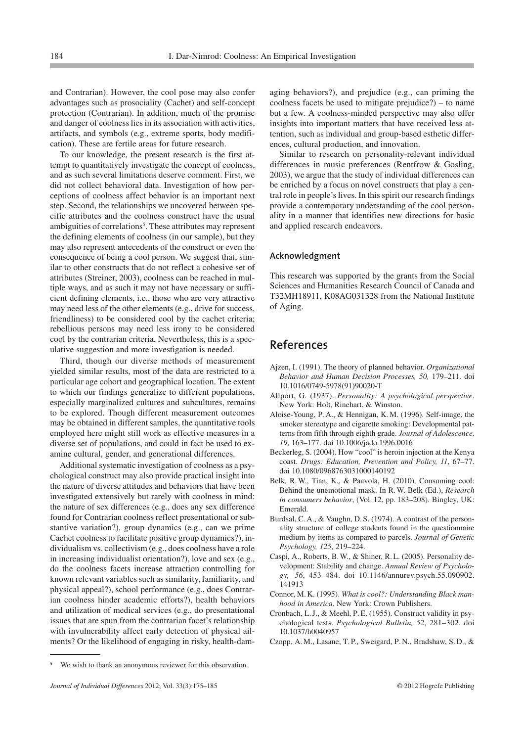and Contrarian). However, the cool pose may also confer advantages such as prosociality (Cachet) and self-concept protection (Contrarian). In addition, much of the promise and danger of coolness lies in its association with activities, artifacts, and symbols (e.g., extreme sports, body modification). These are fertile areas for future research.

To our knowledge, the present research is the first attempt to quantitatively investigate the concept of coolness, and as such several limitations deserve comment. First, we did not collect behavioral data. Investigation of how perceptions of coolness affect behavior is an important next step. Second, the relationships we uncovered between specific attributes and the coolness construct have the usual ambiguities of correlations[5]. These attributes may represent the defining elements of coolness (in our sample), but they may also represent antecedents of the construct or even the consequence of being a cool person. We suggest that, similar to other constructs that do not reflect a cohesive set of attributes (Streiner, 2003), coolness can be reached in multiple ways, and as such it may not have necessary or sufficient defining elements, i.e., those who are very attractive may need less of the other elements (e.g., drive for success, friendliness) to be considered cool by the cachet criteria; rebellious persons may need less irony to be considered cool by the contrarian criteria. Nevertheless, this is a speculative suggestion and more investigation is needed.

Third, though our diverse methods of measurement yielded similar results, most of the data are restricted to a particular age cohort and geographical location. The extent to which our findings generalize to different populations, especially marginalized cultures and subcultures, remains to be explored. Though different measurement outcomes may be obtained in different samples, the quantitative tools employed here might still work as effective measures in a diverse set of populations, and could in fact be used to examine cultural, gender, and generational differences.

Additional systematic investigation of coolness as a psychological construct may also provide practical insight into the nature of diverse attitudes and behaviors that have been investigated extensively but rarely with coolness in mind: the nature of sex differences (e.g., does any sex difference found for Contrarian coolness reflect presentational or substantive variation?), group dynamics (e.g., can we prime Cachet coolness to facilitate positive group dynamics?), individualism vs. collectivism (e.g., does coolness have a role in increasing individualist orientation?), love and sex (e.g., do the coolness facets increase attraction controlling for known relevant variables such as similarity, familiarity, and physical appeal?), school performance (e.g., does Contrarian coolness hinder academic efforts?), health behaviors and utilization of medical services (e.g., do presentational issues that are spun from the contrarian facet's relationship with invulnerability affect early detection of physical ailments? Or the likelihood of engaging in risky, health-damaging behaviors?), and prejudice (e.g., can priming the coolness facets be used to mitigate prejudice?) – to name but a few. A coolness-minded perspective may also offer insights into important matters that have received less attention, such as individual and group-based esthetic differences, cultural production, and innovation.

Similar to research on personality-relevant individual differences in music preferences (Rentfrow & Gosling, 2003), we argue that the study of individual differences can be enriched by a focus on novel constructs that play a central role in people's lives. In this spirit our research findings provide a contemporary understanding of the cool personality in a manner that identifies new directions for basic and applied research endeavors.

### Acknowledgment

This research was supported by the grants from the Social Sciences and Humanities Research Council of Canada and T32MH18911, K08AG031328 from the National Institute of Aging.

## References

Ajzen, I. (1991). The theory of planned behavior. *Organizational Behavior and Human Decision Processes, 50,* 179–211. doi 10.1016/0749-5978(91)90020-T

Allport, G. (1937). *Personality: A psychological perspective*. New York: Holt, Rinehart, & Winston.

Aloise-Young, P. A., & Hennigan, K. M. (1996). Self-image, the smoker stereotype and cigarette smoking: Developmental patterns from fifth through eighth grade. *Journal of Adolescence, 19*, 163–177. doi 10.1006/jado.1996.0016

Beckerleg, S. (2004). How "cool" is heroin injection at the Kenya coast. *Drugs: Education, Prevention and Policy, 11*, 67–77. doi 10.1080/0968763031000140192

Belk, R. W., Tian, K., & Paavola, H. (2010). Consuming cool: Behind the unemotional mask. In R. W. Belk (Ed.), *Research in consumers behavior*, (Vol. 12, pp. 183–208). Bingley, UK: Emerald.

Burdsal, C. A., & Vaughn, D. S. (1974). A contrast of the personality structure of college students found in the questionnaire medium by items as compared to parcels. *Journal of Genetic Psychology, 125*, 219–224.

Caspi, A., Roberts, B. W., & Shiner, R. L. (2005). Personality development: Stability and change. *Annual Review of Psychology, 56*, 453–484. doi 10.1146/annurev.psych.55.090902.141913

Connor, M. K. (1995). *What is cool?: Understanding Black manhood in America*. New York: Crown Publishers.

Cronbach, L. J., & Meehl, P. E. (1955). Construct validity in psychological tests. *Psychological Bulletin, 52*, 281–302. doi 10.1037/h0040957

Czopp, A. M., Lasane, T. P., Sweigard, P. N., Bradshaw, S. D., &

[5] We wish to thank an anonymous reviewer for this observation.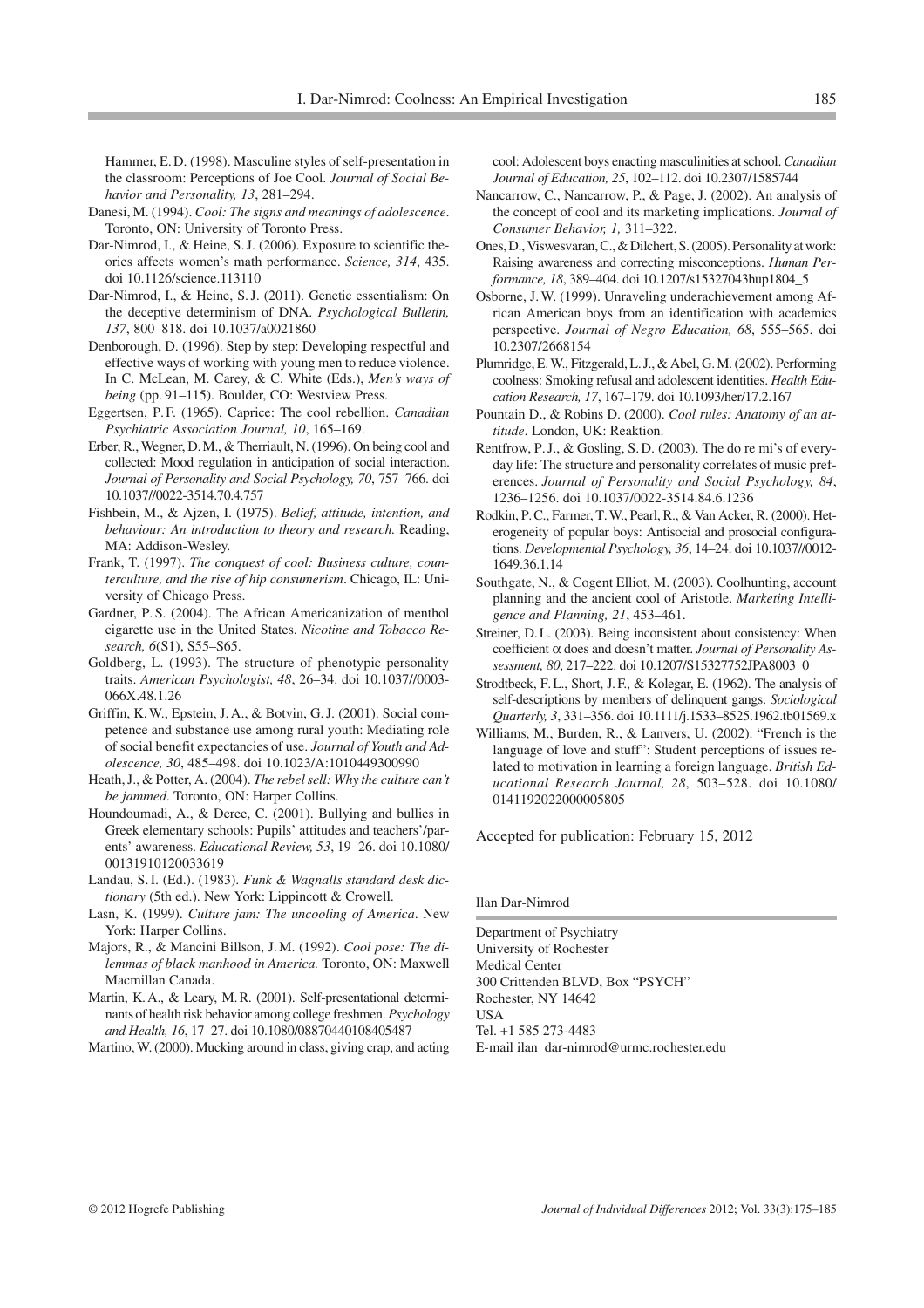Hammer, E. D. (1998). Masculine styles of self-presentation in the classroom: Perceptions of Joe Cool. *Journal of Social Behavior and Personality, 13*, 281–294.

Danesi, M. (1994). *Cool: The signs and meanings of adolescence*. Toronto, ON: University of Toronto Press.

Dar-Nimrod, I., & Heine, S. J. (2006). Exposure to scientific theories affects women's math performance. *Science, 314*, 435. doi 10.1126/science.113110

Dar-Nimrod, I., & Heine, S. J. (2011). Genetic essentialism: On the deceptive determinism of DNA. *Psychological Bulletin, 137*, 800–818. doi 10.1037/a0021860

Denborough, D. (1996). Step by step: Developing respectful and effective ways of working with young men to reduce violence. In C. McLean, M. Carey, & C. White (Eds.), *Men's ways of being* (pp. 91–115). Boulder, CO: Westview Press.

Eggertsen, P. F. (1965). Caprice: The cool rebellion. *Canadian Psychiatric Association Journal, 10*, 165–169.

Erber, R., Wegner, D. M., & Therriault, N. (1996). On being cool and collected: Mood regulation in anticipation of social interaction. *Journal of Personality and Social Psychology, 70*, 757–766. doi 10.1037//0022-3514.70.4.757

Fishbein, M., & Ajzen, I. (1975). *Belief, attitude, intention, and behaviour: An introduction to theory and research.* Reading, MA: Addison-Wesley.

Frank, T. (1997). *The conquest of cool: Business culture, counterculture, and the rise of hip consumerism*. Chicago, IL: University of Chicago Press.

Gardner, P. S. (2004). The African Americanization of menthol cigarette use in the United States. *Nicotine and Tobacco Research, 6*(S1), S55–S65.

Goldberg, L. (1993). The structure of phenotypic personality traits. *American Psychologist, 48*, 26–34. doi 10.1037//0003-066X.48.1.26

Griffin, K. W., Epstein, J. A., & Botvin, G. J. (2001). Social competence and substance use among rural youth: Mediating role of social benefit expectancies of use. *Journal of Youth and Adolescence, 30*, 485–498. doi 10.1023/A:1010449300990

Heath, J., & Potter, A. (2004). *The rebel sell: Why the culture can't be jammed*. Toronto, ON: Harper Collins.

Houndoumadi, A., & Deree, C. (2001). Bullying and bullies in Greek elementary schools: Pupils' attitudes and teachers'/parents' awareness. *Educational Review, 53*, 19–26. doi 10.1080/00131910120033619

Landau, S. I. (Ed.). (1983). *Funk & Wagnalls standard desk dictionary* (5th ed.). New York: Lippincott & Crowell.

Lasn, K. (1999). *Culture jam: The uncooling of America*. New York: Harper Collins.

Majors, R., & Mancini Billson, J. M. (1992). *Cool pose: The dilemmas of black manhood in America.* Toronto, ON: Maxwell Macmillan Canada.

Martin, K. A., & Leary, M. R. (2001). Self-presentational determinants of health risk behavior among college freshmen. *Psychology and Health, 16*, 17–27. doi 10.1080/08870440108405487

Martino, W. (2000). Mucking around in class, giving crap, and acting cool: Adolescent boys enacting masculinities at school. *Canadian Journal of Education, 25*, 102–112. doi 10.2307/1585744

Nancarrow, C., Nancarrow, P., & Page, J. (2002). An analysis of the concept of cool and its marketing implications. *Journal of Consumer Behavior, 1,* 311–322.

Ones, D., Viswesvaran, C., & Dilchert, S. (2005). Personality at work: Raising awareness and correcting misconceptions. *Human Performance, 18*, 389–404. doi 10.1207/s15327043hup1804_5

Osborne, J. W. (1999). Unraveling underachievement among African American boys from an identification with academics perspective. *Journal of Negro Education, 68*, 555–565. doi 10.2307/2668154

Plumridge, E. W., Fitzgerald, L. J., & Abel, G. M. (2002). Performing coolness: Smoking refusal and adolescent identities. *Health Education Research, 17*, 167–179. doi 10.1093/her/17.2.167

Pountain D., & Robins D. (2000). *Cool rules: Anatomy of an attitude*. London, UK: Reaktion.

Rentfrow, P. J., & Gosling, S. D. (2003). The do re mi's of everyday life: The structure and personality correlates of music preferences. *Journal of Personality and Social Psychology, 84*, 1236–1256. doi 10.1037/0022-3514.84.6.1236

Rodkin, P. C., Farmer, T. W., Pearl, R., & Van Acker, R. (2000). Heterogeneity of popular boys: Antisocial and prosocial configurations. *Developmental Psychology, 36*, 14–24. doi 10.1037//0012-1649.36.1.14

Southgate, N., & Cogent Elliot, M. (2003). Coolhunting, account planning and the ancient cool of Aristotle. *Marketing Intelligence and Planning, 21*, 453–461.

Streiner, D. L. (2003). Being inconsistent about consistency: When coefficient α does and doesn't matter. *Journal of Personality Assessment, 80*, 217–222. doi 10.1207/S15327752JPA8003_0

Strodtbeck, F. L., Short, J. F., & Kolegar, E. (1962). The analysis of self-descriptions by members of delinquent gangs. *Sociological Quarterly, 3*, 331–356. doi 10.1111/j.1533–8525.1962.tb01569.x

Williams, M., Burden, R., & Lanvers, U. (2002). "French is the language of love and stuff": Student perceptions of issues related to motivation in learning a foreign language. *British Educational Research Journal, 28*, 503–528. doi 10.1080/0141192022000005805

Accepted for publication: February 15, 2012

Ilan Dar-Nimrod

Department of Psychiatry
University of Rochester
Medical Center
300 Crittenden BLVD, Box "PSYCH"
Rochester, NY 14642
USA
Tel. +1 585 273-4483
E-mail ilan_dar-nimrod@urmc.rochester.edu